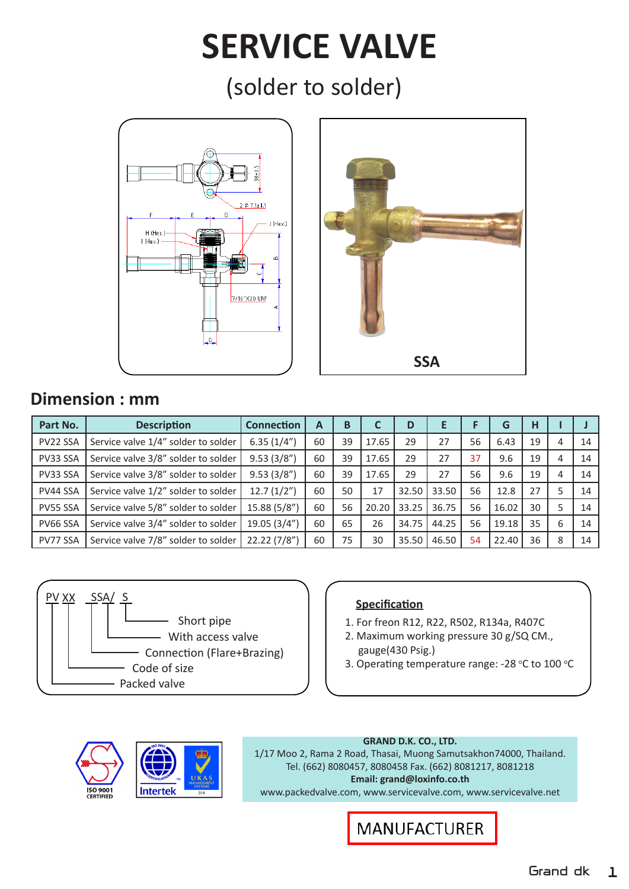# SERVICE VALVE

## (solder to solder)

SSA

## Dimension : mm

| Part No. | Description | Connection | A | B | C | D | E | F | G | H | I | J |
|---|---|---|---|---|---|---|---|---|---|---|---|---|
| PV22 SSA | Service valve 1/4" solder to solder | 6.35 (1/4") | 60 | 39 | 17.65 | 29 | 27 | 56 | 6.43 | 19 | 4 | 14 |
| PV33 SSA | Service valve 3/8" solder to solder | 9.53 (3/8") | 60 | 39 | 17.65 | 29 | 27 | 37 | 9.6 | 19 | 4 | 14 |
| PV33 SSA | Service valve 3/8" solder to solder | 9.53 (3/8") | 60 | 39 | 17.65 | 29 | 27 | 56 | 9.6 | 19 | 4 | 14 |
| PV44 SSA | Service valve 1/2" solder to solder | 12.7 (1/2") | 60 | 50 | 17 | 32.50 | 33.50 | 56 | 12.8 | 27 | 5 | 14 |
| PV55 SSA | Service valve 5/8" solder to solder | 15.88 (5/8") | 60 | 56 | 20.20 | 33.25 | 36.75 | 56 | 16.02 | 30 | 5 | 14 |
| PV66 SSA | Service valve 3/4" solder to solder | 19.05 (3/4") | 60 | 65 | 26 | 34.75 | 44.25 | 56 | 19.18 | 35 | 6 | 14 |
| PV77 SSA | Service valve 7/8" solder to solder | 22.22 (7/8") | 60 | 75 | 30 | 35.50 | 46.50 | 54 | 22.40 | 36 | 8 | 14 |

PV XX SSA/ S

- S — Short pipe
- A — With access valve
- SS — Connection (Flare+Brazing)
- XX — Code of size
- PV — Packed valve

**Specification**

1. For freon R12, R22, R502, R134a, R407C
2. Maximum working pressure 30 g/SQ CM., gauge(430 Psig.)
3. Operating temperature range: -28 °C to 100 °C

ISO 9001 CERTIFIED

Intertek

**GRAND D.K. CO., LTD.**
1/17 Moo 2, Rama 2 Road, Thasai, Muong Samutsakhon74000, Thailand.
Tel. (662) 8080457, 8080458 Fax. (662) 8081217, 8081218
**Email: grand@loxinfo.co.th**
www.packedvalve.com, www.servicevalve.com, www.servicevalve.net

MANUFACTURER

Grand dk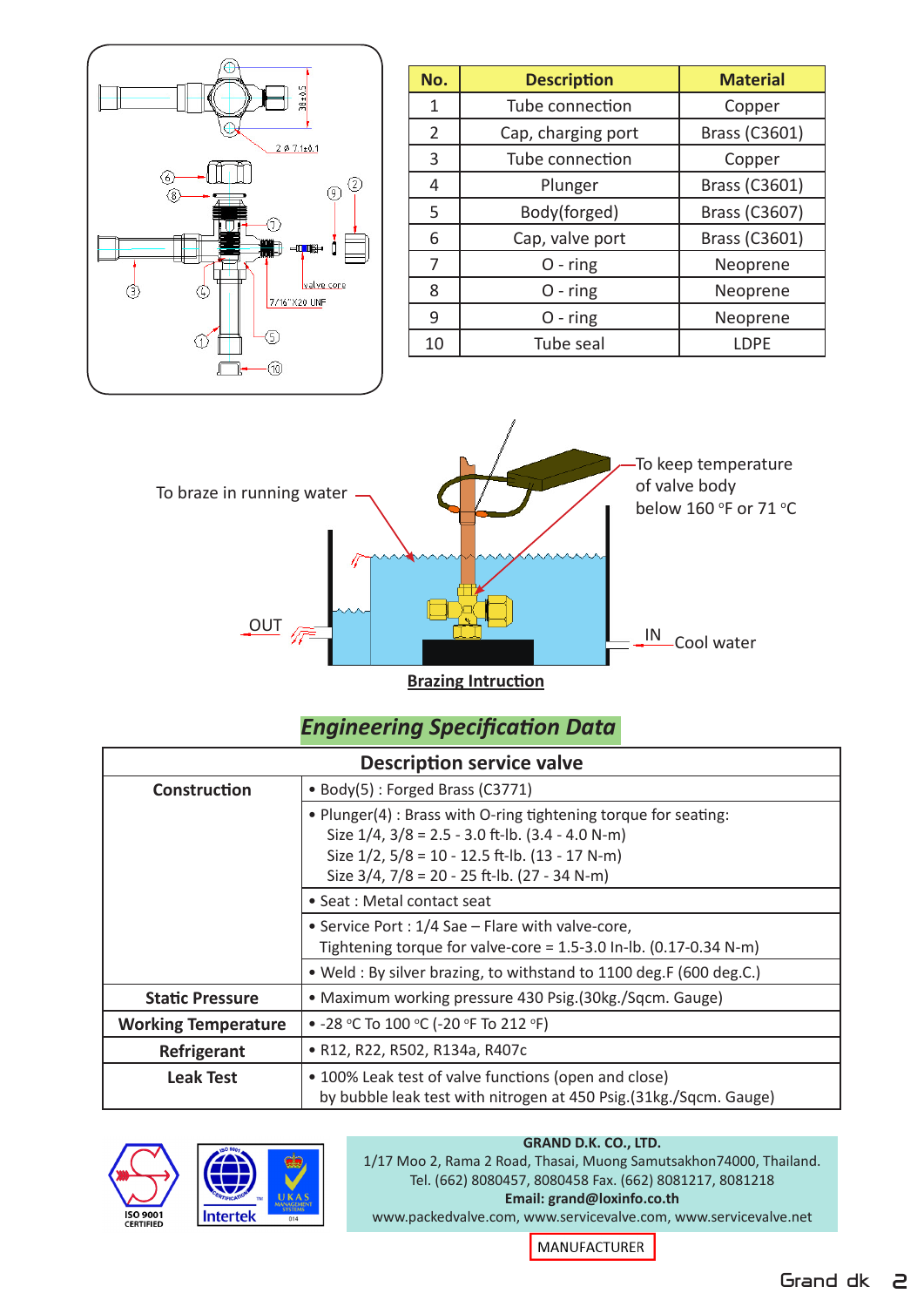| No. | Description | Material |
| --- | --- | --- |
| 1 | Tube connection | Copper |
| 2 | Cap, charging port | Brass (C3601) |
| 3 | Tube connection | Copper |
| 4 | Plunger | Brass (C3601) |
| 5 | Body(forged) | Brass (C3607) |
| 6 | Cap, valve port | Brass (C3601) |
| 7 | O - ring | Neoprene |
| 8 | O - ring | Neoprene |
| 9 | O - ring | Neoprene |
| 10 | Tube seal | LDPE |

To braze in running water

To keep temperature of valve body below 160 °F or 71 °C

OUT

IN

Cool water

**Brazing Intruction**

## *Engineering Specification Data*

| Description service valve | |
| --- | --- |
| **Construction** | • Body(5) : Forged Brass (C3771) |
| | • Plunger(4) : Brass with O-ring tightening torque for seating:<br>Size 1/4, 3/8 = 2.5 - 3.0 ft-lb. (3.4 - 4.0 N-m)<br>Size 1/2, 5/8 = 10 - 12.5 ft-lb. (13 - 17 N-m)<br>Size 3/4, 7/8 = 20 - 25 ft-lb. (27 - 34 N-m) |
| | • Seat : Metal contact seat |
| | • Service Port : 1/4 Sae – Flare with valve-core,<br>Tightening torque for valve-core = 1.5-3.0 In-lb. (0.17-0.34 N-m) |
| | • Weld : By silver brazing, to withstand to 1100 deg.F (600 deg.C.) |
| **Static Pressure** | • Maximum working pressure 430 Psig.(30kg./Sqcm. Gauge) |
| **Working Temperature** | • -28 °C To 100 °C (-20 °F To 212 °F) |
| **Refrigerant** | • R12, R22, R502, R134a, R407c |
| **Leak Test** | • 100% Leak test of valve functions (open and close)<br>by bubble leak test with nitrogen at 450 Psig.(31kg./Sqcm. Gauge) |

ISO 9001 CERTIFIED

Intertek

UKAS MANAGEMENT SYSTEMS 014

**GRAND D.K. CO., LTD.**
1/17 Moo 2, Rama 2 Road, Thasai, Muong Samutsakhon74000, Thailand.
Tel. (662) 8080457, 8080458 Fax. (662) 8081217, 8081218
**Email: grand@loxinfo.co.th**
www.packedvalve.com, www.servicevalve.com, www.servicevalve.net

MANUFACTURER

Grand dk